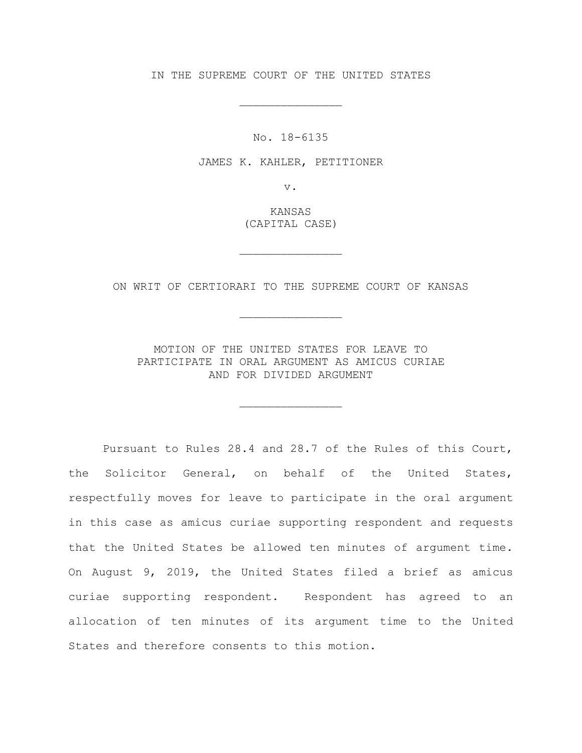IN THE SUPREME COURT OF THE UNITED STATES

_______________

No. 18-6135

JAMES K. KAHLER, PETITIONER

v.

KANSAS
(CAPITAL CASE)

_______________

ON WRIT OF CERTIORARI TO THE SUPREME COURT OF KANSAS

_______________

MOTION OF THE UNITED STATES FOR LEAVE TO
PARTICIPATE IN ORAL ARGUMENT AS AMICUS CURIAE
AND FOR DIVIDED ARGUMENT

_______________

Pursuant to Rules 28.4 and 28.7 of the Rules of this Court, the Solicitor General, on behalf of the United States, respectfully moves for leave to participate in the oral argument in this case as amicus curiae supporting respondent and requests that the United States be allowed ten minutes of argument time. On August 9, 2019, the United States filed a brief as amicus curiae supporting respondent. Respondent has agreed to an allocation of ten minutes of its argument time to the United States and therefore consents to this motion.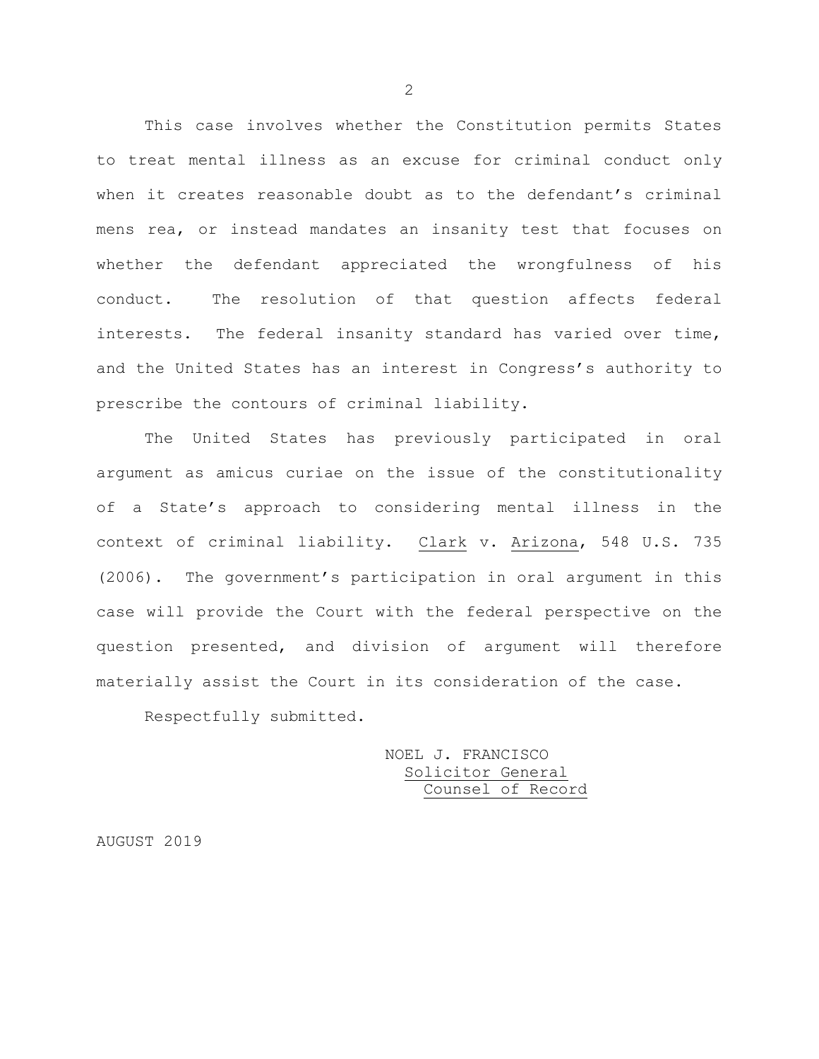This case involves whether the Constitution permits States to treat mental illness as an excuse for criminal conduct only when it creates reasonable doubt as to the defendant's criminal mens rea, or instead mandates an insanity test that focuses on whether the defendant appreciated the wrongfulness of his conduct. The resolution of that question affects federal interests. The federal insanity standard has varied over time, and the United States has an interest in Congress's authority to prescribe the contours of criminal liability.

The United States has previously participated in oral argument as amicus curiae on the issue of the constitutionality of a State's approach to considering mental illness in the context of criminal liability. _Clark_ v. _Arizona_, 548 U.S. 735 (2006). The government's participation in oral argument in this case will provide the Court with the federal perspective on the question presented, and division of argument will therefore materially assist the Court in its consideration of the case.

Respectfully submitted.

NOEL J. FRANCISCO
Solicitor General
Counsel of Record

AUGUST 2019